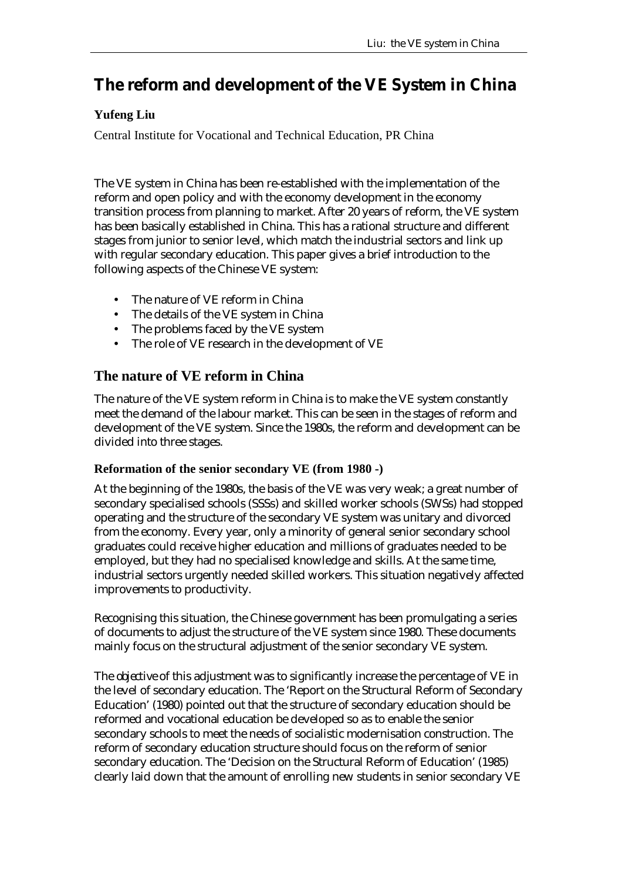# The reform and development of the VE System in China

**Yufeng Liu**

Central Institute for Vocational and Technical Education, PR China

The VE system in China has been re-established with the implementation of the reform and open policy and with the economy development in the economy transition process from planning to market. After 20 years of reform, the VE system has been basically established in China. This has a rational structure and different stages from junior to senior level, which match the industrial sectors and link up with regular secondary education. This paper gives a brief introduction to the following aspects of the Chinese VE system:

- The nature of VE reform in China
- The details of the VE system in China
- The problems faced by the VE system
- The role of VE research in the development of VE

## The nature of VE reform in China

The nature of the VE system reform in China is to make the VE system constantly meet the demand of the labour market. This can be seen in the stages of reform and development of the VE system. Since the 1980s, the reform and development can be divided into three stages.

### Reformation of the senior secondary VE (from 1980 -)

At the beginning of the 1980s, the basis of the VE was very weak; a great number of secondary specialised schools (SSSs) and skilled worker schools (SWSs) had stopped operating and the structure of the secondary VE system was unitary and divorced from the economy. Every year, only a minority of general senior secondary school graduates could receive higher education and millions of graduates needed to be employed, but they had no specialised knowledge and skills. At the same time, industrial sectors urgently needed skilled workers. This situation negatively affected improvements to productivity.

Recognising this situation, the Chinese government has been promulgating a series of documents to adjust the structure of the VE system since 1980. These documents mainly focus on the structural adjustment of the senior secondary VE system.

The *objective* of this adjustment was to significantly increase the percentage of VE in the level of secondary education. The 'Report on the Structural Reform of Secondary Education' (1980) pointed out that the structure of secondary education should be reformed and vocational education be developed so as to enable the senior secondary schools to meet the needs of socialistic modernisation construction. The reform of secondary education structure should focus on the reform of senior secondary education. The 'Decision on the Structural Reform of Education' (1985) clearly laid down that the amount of enrolling new students in senior secondary VE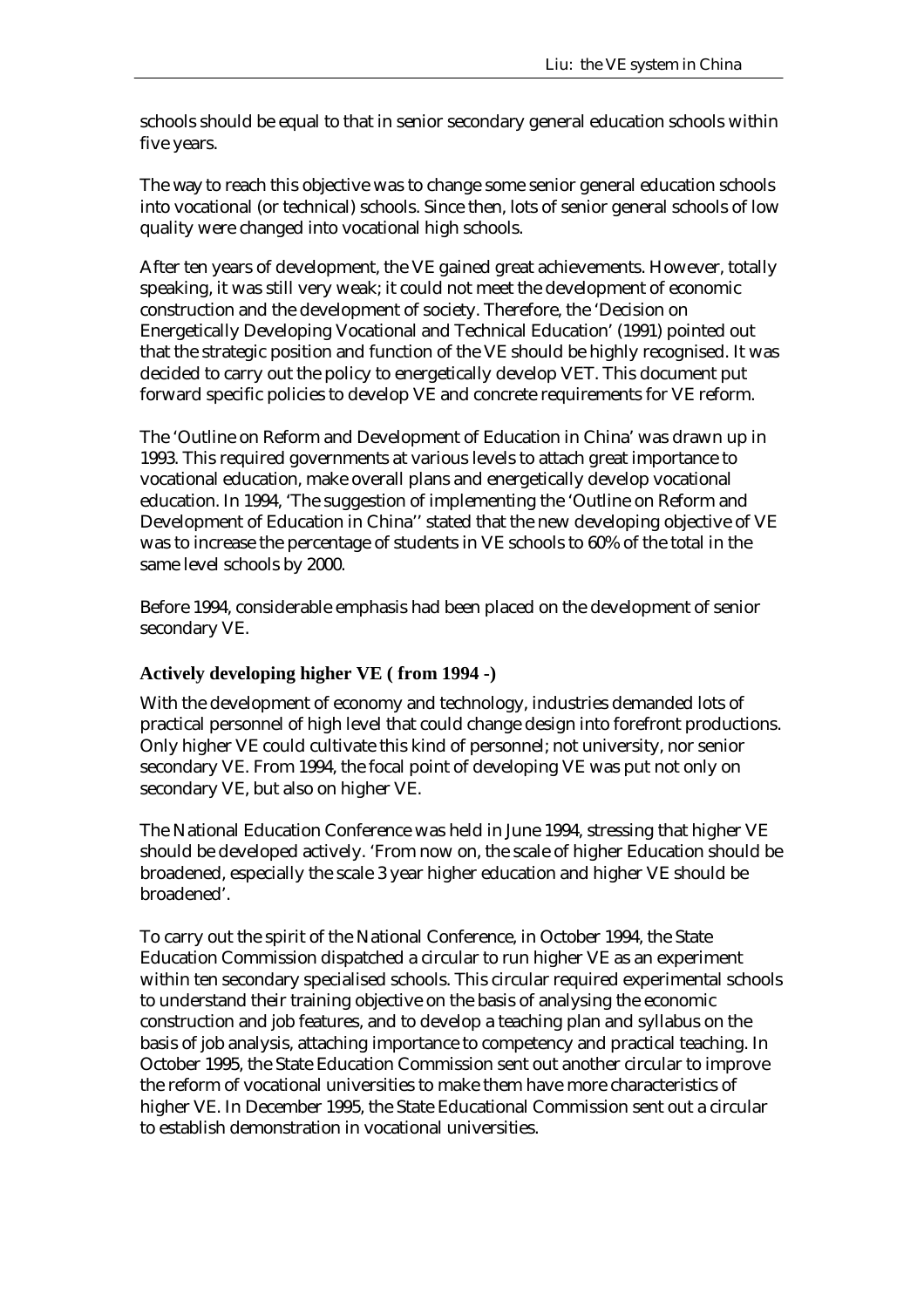schools should be equal to that in senior secondary general education schools within five years.

The way to reach this objective was to change some senior general education schools into vocational (or technical) schools. Since then, lots of senior general schools of low quality were changed into vocational high schools.

After ten years of development, the VE gained great achievements. However, totally speaking, it was still very weak; it could not meet the development of economic construction and the development of society. Therefore, the 'Decision on Energetically Developing Vocational and Technical Education' (1991) pointed out that the strategic position and function of the VE should be highly recognised. It was decided to carry out the policy to energetically develop VET. This document put forward specific policies to develop VE and concrete requirements for VE reform.

The 'Outline on Reform and Development of Education in China' was drawn up in 1993. This required governments at various levels to attach great importance to vocational education, make overall plans and energetically develop vocational education. In 1994, 'The suggestion of implementing the 'Outline on Reform and Development of Education in China'' stated that the new developing objective of VE was to increase the percentage of students in VE schools to 60% of the total in the same level schools by 2000.

Before 1994, considerable emphasis had been placed on the development of senior secondary VE.

### Actively developing higher VE ( from 1994 -)

With the development of economy and technology, industries demanded lots of practical personnel of high level that could change design into forefront productions. Only higher VE could cultivate this kind of personnel; not university, nor senior secondary VE. From 1994, the focal point of developing VE was put not only on secondary VE, but also on higher VE.

The National Education Conference was held in June 1994, stressing that higher VE should be developed actively. 'From now on, the scale of higher Education should be broadened, especially the scale 3 year higher education and higher VE should be broadened'.

To carry out the spirit of the National Conference, in October 1994, the State Education Commission dispatched a circular to run higher VE as an experiment within ten secondary specialised schools. This circular required experimental schools to understand their training objective on the basis of analysing the economic construction and job features, and to develop a teaching plan and syllabus on the basis of job analysis, attaching importance to competency and practical teaching. In October 1995, the State Education Commission sent out another circular to improve the reform of vocational universities to make them have more characteristics of higher VE. In December 1995, the State Educational Commission sent out a circular to establish demonstration in vocational universities.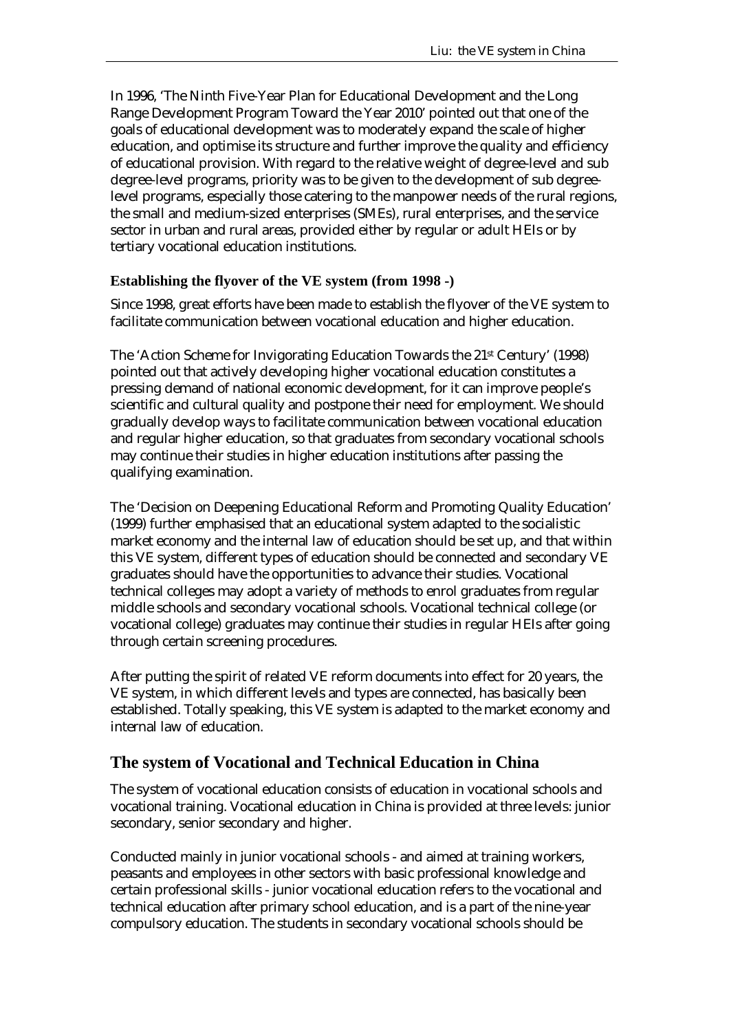In 1996, 'The Ninth Five-Year Plan for Educational Development and the Long Range Development Program Toward the Year 2010' pointed out that one of the goals of educational development was to moderately expand the scale of higher education, and optimise its structure and further improve the quality and efficiency of educational provision. With regard to the relative weight of degree-level and sub degree-level programs, priority was to be given to the development of sub degree-level programs, especially those catering to the manpower needs of the rural regions, the small and medium-sized enterprises (SMEs), rural enterprises, and the service sector in urban and rural areas, provided either by regular or adult HEIs or by tertiary vocational education institutions.

### Establishing the flyover of the VE system (from 1998 -)

Since 1998, great efforts have been made to establish the flyover of the VE system to facilitate communication between vocational education and higher education.

The 'Action Scheme for Invigorating Education Towards the 21st Century' (1998) pointed out that actively developing higher vocational education constitutes a pressing demand of national economic development, for it can improve people's scientific and cultural quality and postpone their need for employment. We should gradually develop ways to facilitate communication between vocational education and regular higher education, so that graduates from secondary vocational schools may continue their studies in higher education institutions after passing the qualifying examination.

The 'Decision on Deepening Educational Reform and Promoting Quality Education' (1999) further emphasised that an educational system adapted to the socialistic market economy and the internal law of education should be set up, and that within this VE system, different types of education should be connected and secondary VE graduates should have the opportunities to advance their studies. Vocational technical colleges may adopt a variety of methods to enrol graduates from regular middle schools and secondary vocational schools. Vocational technical college (or vocational college) graduates may continue their studies in regular HEIs after going through certain screening procedures.

After putting the spirit of related VE reform documents into effect for 20 years, the VE system, in which different levels and types are connected, has basically been established. Totally speaking, this VE system is adapted to the market economy and internal law of education.

## The system of Vocational and Technical Education in China

The system of vocational education consists of education in vocational schools and vocational training. Vocational education in China is provided at three levels: junior secondary, senior secondary and higher.

Conducted mainly in junior vocational schools - and aimed at training workers, peasants and employees in other sectors with basic professional knowledge and certain professional skills - junior vocational education refers to the vocational and technical education after primary school education, and is a part of the nine-year compulsory education. The students in secondary vocational schools should be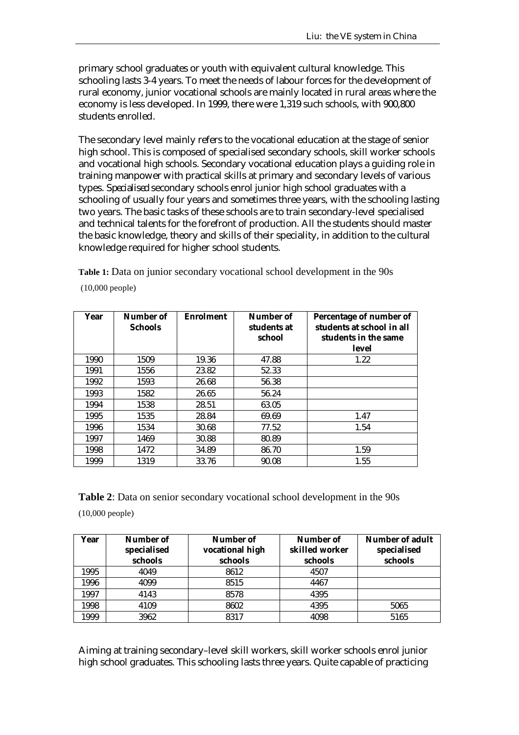primary school graduates or youth with equivalent cultural knowledge. This schooling lasts 3-4 years. To meet the needs of labour forces for the development of rural economy, junior vocational schools are mainly located in rural areas where the economy is less developed. In 1999, there were 1,319 such schools, with 900,800 students enrolled.

The secondary level mainly refers to the vocational education at the stage of senior high school. This is composed of specialised secondary schools, skill worker schools and vocational high schools. Secondary vocational education plays a guiding role in training manpower with practical skills at primary and secondary levels of various types. *Specialised* secondary schools enrol junior high school graduates with a schooling of usually four years and sometimes three years, with the schooling lasting two years. The basic tasks of these schools are to train secondary-level specialised and technical talents for the forefront of production. All the students should master the basic knowledge, theory and skills of their speciality, in addition to the cultural knowledge required for higher school students.

**Table 1:** Data on junior secondary vocational school development in the 90s (10,000 people)

| Year | Number of Schools | Enrolment | Number of students at school | Percentage of number of students at school in all students in the same level |
|---|---|---|---|---|
| 1990 | 1509 | 19.36 | 47.88 | 1.22 |
| 1991 | 1556 | 23.82 | 52.33 | |
| 1992 | 1593 | 26.68 | 56.38 | |
| 1993 | 1582 | 26.65 | 56.24 | |
| 1994 | 1538 | 28.51 | 63.05 | |
| 1995 | 1535 | 28.84 | 69.69 | 1.47 |
| 1996 | 1534 | 30.68 | 77.52 | 1.54 |
| 1997 | 1469 | 30.88 | 80.89 | |
| 1998 | 1472 | 34.89 | 86.70 | 1.59 |
| 1999 | 1319 | 33.76 | 90.08 | 1.55 |

**Table 2**: Data on senior secondary vocational school development in the 90s (10,000 people)

| Year | Number of specialised schools | Number of vocational high schools | Number of skilled worker schools | Number of adult specialised schools |
|---|---|---|---|---|
| 1995 | 4049 | 8612 | 4507 | |
| 1996 | 4099 | 8515 | 4467 | |
| 1997 | 4143 | 8578 | 4395 | |
| 1998 | 4109 | 8602 | 4395 | 5065 |
| 1999 | 3962 | 8317 | 4098 | 5165 |

Aiming at training secondary–level skill workers, skill worker schools enrol junior high school graduates. This schooling lasts three years. Quite capable of practicing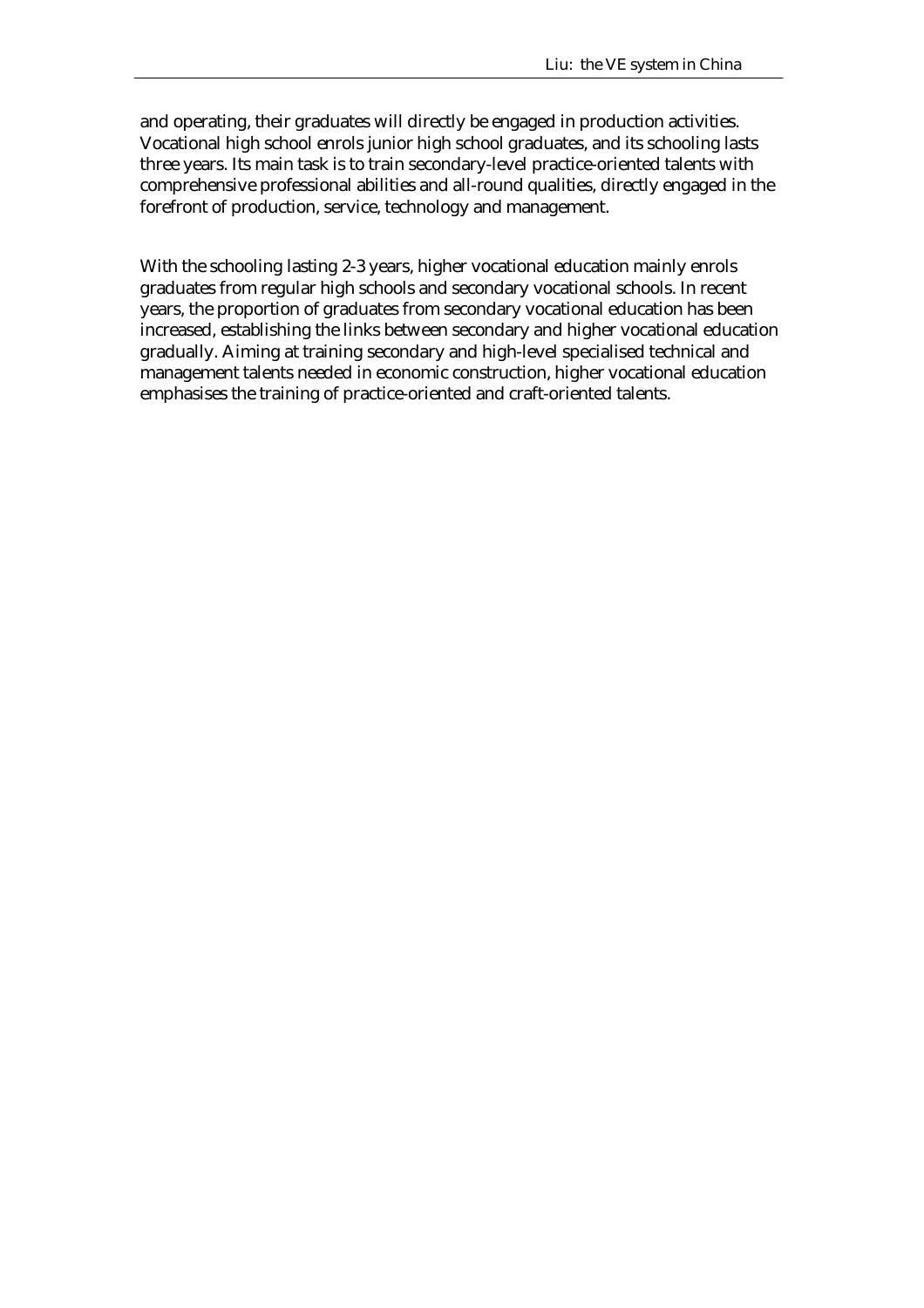and operating, their graduates will directly be engaged in production activities. Vocational high school enrols junior high school graduates, and its schooling lasts three years. Its main task is to train secondary-level practice-oriented talents with comprehensive professional abilities and all-round qualities, directly engaged in the forefront of production, service, technology and management.

With the schooling lasting 2-3 years, higher vocational education mainly enrols graduates from regular high schools and secondary vocational schools. In recent years, the proportion of graduates from secondary vocational education has been increased, establishing the links between secondary and higher vocational education gradually. Aiming at training secondary and high-level specialised technical and management talents needed in economic construction, higher vocational education emphasises the training of practice-oriented and craft-oriented talents.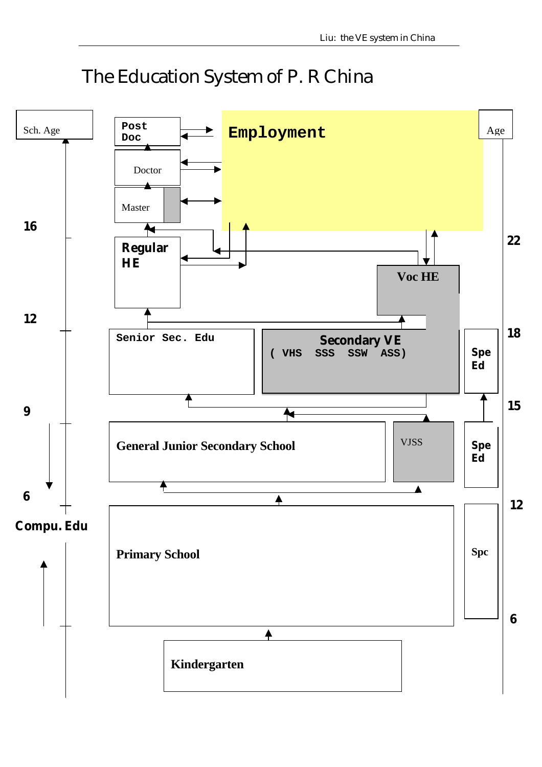# The Education System of P. R China

Sch. Age

Age

Post Doc

Employment

Doctor

Master

16

22

Regular HE

Voc HE

12

18

Senior Sec. Edu

Secondary VE
( VHS SSS SSW ASS)

Spe Ed

9

15

General Junior Secondary School

VJSS

Spe Ed

6

12

Compu. Edu

Primary School

Spc

6

Kindergarten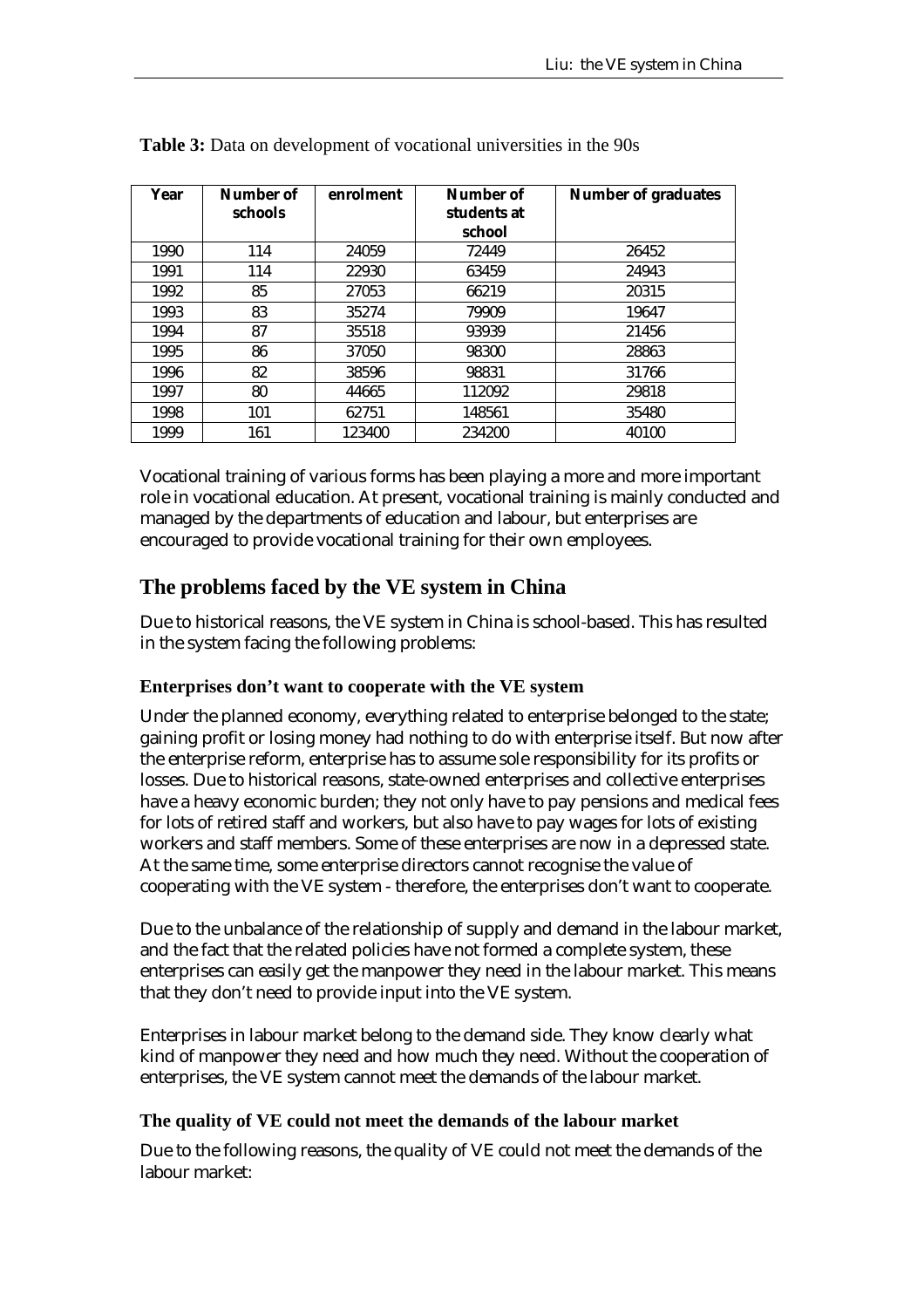**Table 3:** Data on development of vocational universities in the 90s

| Year | Number of schools | enrolment | Number of students at school | Number of graduates |
|---|---|---|---|---|
| 1990 | 114 | 24059 | 72449 | 26452 |
| 1991 | 114 | 22930 | 63459 | 24943 |
| 1992 | 85 | 27053 | 66219 | 20315 |
| 1993 | 83 | 35274 | 79909 | 19647 |
| 1994 | 87 | 35518 | 93939 | 21456 |
| 1995 | 86 | 37050 | 98300 | 28863 |
| 1996 | 82 | 38596 | 98831 | 31766 |
| 1997 | 80 | 44665 | 112092 | 29818 |
| 1998 | 101 | 62751 | 148561 | 35480 |
| 1999 | 161 | 123400 | 234200 | 40100 |

Vocational training of various forms has been playing a more and more important role in vocational education. At present, vocational training is mainly conducted and managed by the departments of education and labour, but enterprises are encouraged to provide vocational training for their own employees.

## The problems faced by the VE system in China

Due to historical reasons, the VE system in China is school-based. This has resulted in the system facing the following problems:

### Enterprises don't want to cooperate with the VE system

Under the planned economy, everything related to enterprise belonged to the state; gaining profit or losing money had nothing to do with enterprise itself. But now after the enterprise reform, enterprise has to assume sole responsibility for its profits or losses. Due to historical reasons, state-owned enterprises and collective enterprises have a heavy economic burden; they not only have to pay pensions and medical fees for lots of retired staff and workers, but also have to pay wages for lots of existing workers and staff members. Some of these enterprises are now in a depressed state. At the same time, some enterprise directors cannot recognise the value of cooperating with the VE system - therefore, the enterprises don't want to cooperate.

Due to the unbalance of the relationship of supply and demand in the labour market, and the fact that the related policies have not formed a complete system, these enterprises can easily get the manpower they need in the labour market. This means that they don't need to provide input into the VE system.

Enterprises in labour market belong to the demand side. They know clearly what kind of manpower they need and how much they need. Without the cooperation of enterprises, the VE system cannot meet the demands of the labour market.

### The quality of VE could not meet the demands of the labour market

Due to the following reasons, the quality of VE could not meet the demands of the labour market: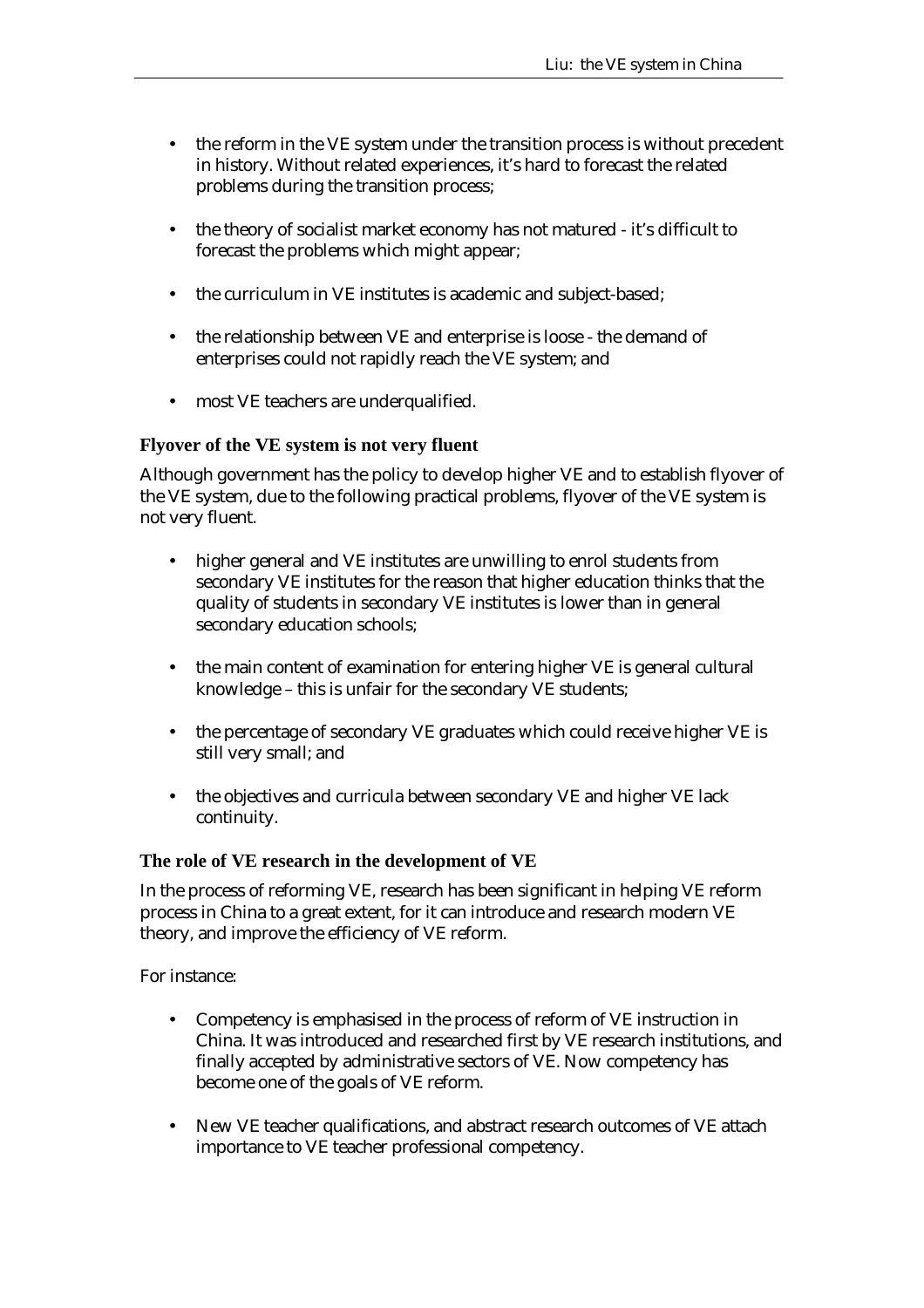- the reform in the VE system under the transition process is without precedent in history. Without related experiences, it's hard to forecast the related problems during the transition process;
- the theory of socialist market economy has not matured - it's difficult to forecast the problems which might appear;
- the curriculum in VE institutes is academic and subject-based;
- the relationship between VE and enterprise is loose - the demand of enterprises could not rapidly reach the VE system; and
- most VE teachers are underqualified.

### Flyover of the VE system is not very fluent

Although government has the policy to develop higher VE and to establish flyover of the VE system, due to the following practical problems, flyover of the VE system is not very fluent.

- higher general and VE institutes are unwilling to enrol students from secondary VE institutes for the reason that higher education thinks that the quality of students in secondary VE institutes is lower than in general secondary education schools;
- the main content of examination for entering higher VE is general cultural knowledge – this is unfair for the secondary VE students;
- the percentage of secondary VE graduates which could receive higher VE is still very small; and
- the objectives and curricula between secondary VE and higher VE lack continuity.

### The role of VE research in the development of VE

In the process of reforming VE, research has been significant in helping VE reform process in China to a great extent, for it can introduce and research modern VE theory, and improve the efficiency of VE reform.

For instance:

- Competency is emphasised in the process of reform of VE instruction in China. It was introduced and researched first by VE research institutions, and finally accepted by administrative sectors of VE. Now competency has become one of the goals of VE reform.
- New VE teacher qualifications, and abstract research outcomes of VE attach importance to VE teacher professional competency.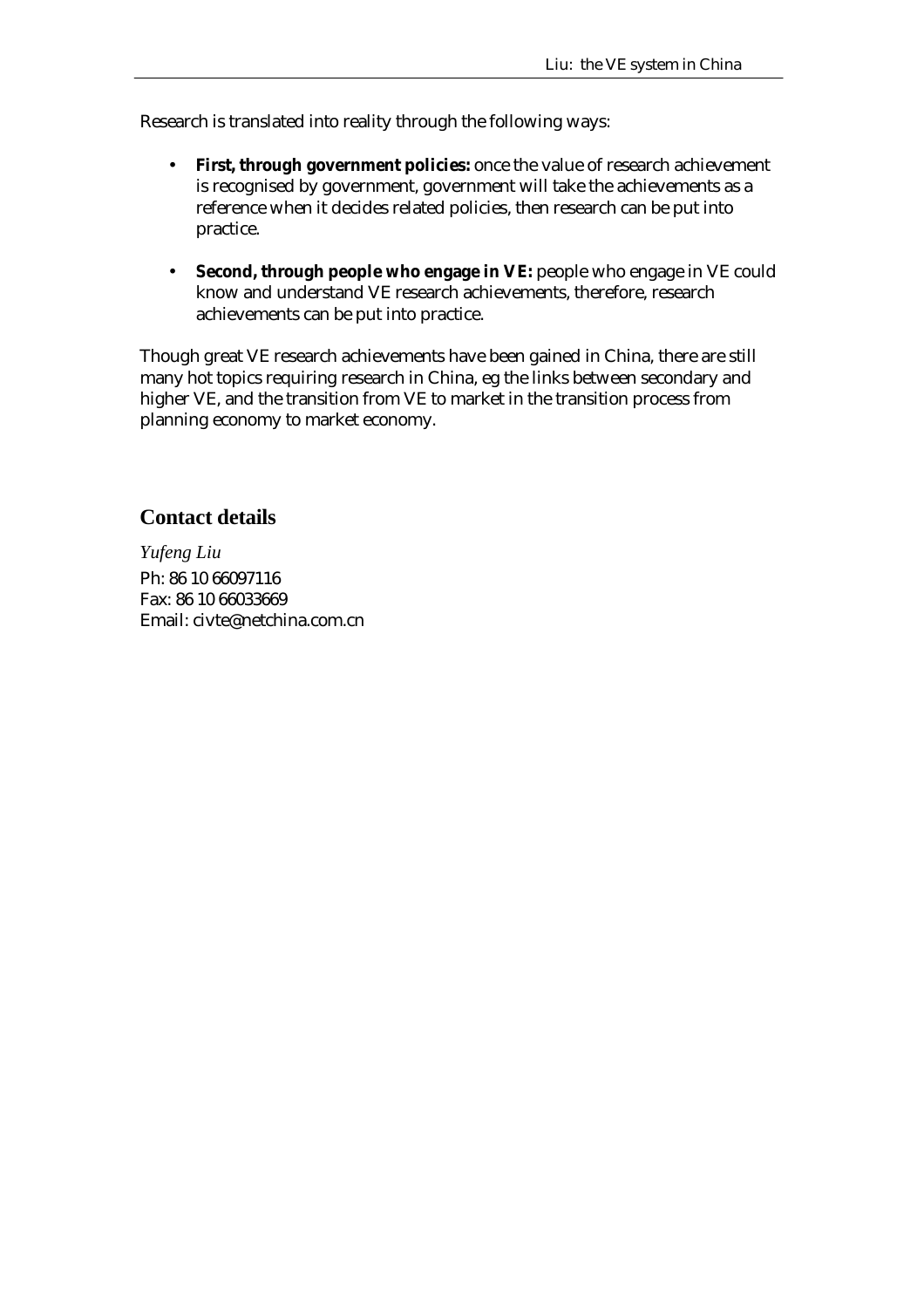Research is translated into reality through the following ways:

- **First, through government policies:** once the value of research achievement is recognised by government, government will take the achievements as a reference when it decides related policies, then research can be put into practice.
- **Second, through people who engage in VE:** people who engage in VE could know and understand VE research achievements, therefore, research achievements can be put into practice.

Though great VE research achievements have been gained in China, there are still many hot topics requiring research in China, eg the links between secondary and higher VE, and the transition from VE to market in the transition process from planning economy to market economy.

## Contact details

*Yufeng Liu*
Ph: 86 10 66097116
Fax: 86 10 66033669
Email: civte@netchina.com.cn